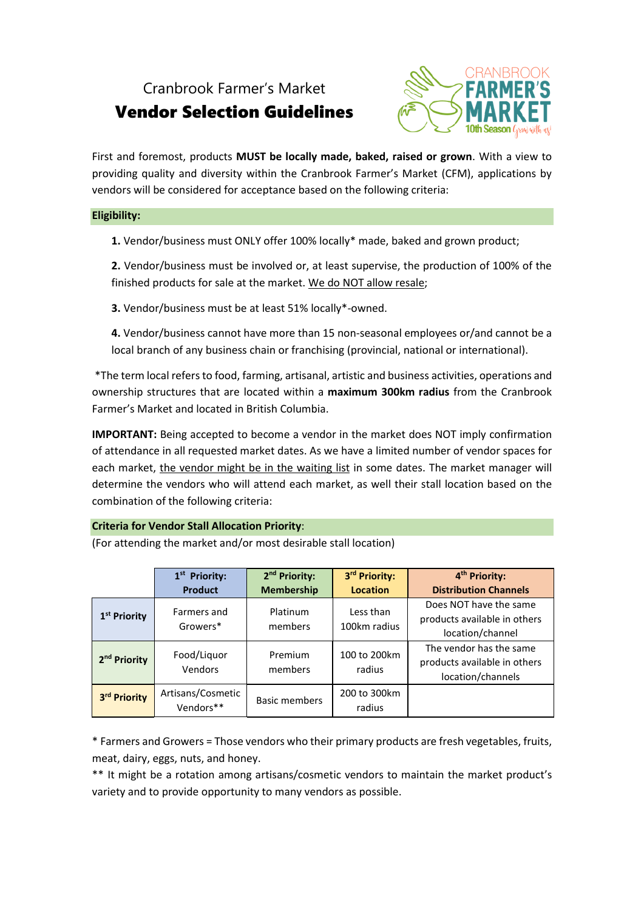# Cranbrook Farmer's Market

## Vendor Selection Guidelines

CRANBROOK FARMER'S MARKET 10th Season Grow with us!

First and foremost, products **MUST be locally made, baked, raised or grown**. With a view to providing quality and diversity within the Cranbrook Farmer's Market (CFM), applications by vendors will be considered for acceptance based on the following criteria:

### Eligibility:

**1.** Vendor/business must ONLY offer 100% locally* made, baked and grown product;

**2.** Vendor/business must be involved or, at least supervise, the production of 100% of the finished products for sale at the market. We do NOT allow resale;

**3.** Vendor/business must be at least 51% locally*-owned.

**4.** Vendor/business cannot have more than 15 non-seasonal employees or/and cannot be a local branch of any business chain or franchising (provincial, national or international).

*The term local refers to food, farming, artisanal, artistic and business activities, operations and ownership structures that are located within a **maximum 300km radius** from the Cranbrook Farmer's Market and located in British Columbia.

**IMPORTANT:** Being accepted to become a vendor in the market does NOT imply confirmation of attendance in all requested market dates. As we have a limited number of vendor spaces for each market, the vendor might be in the waiting list in some dates. The market manager will determine the vendors who will attend each market, as well their stall location based on the combination of the following criteria:

### Criteria for Vendor Stall Allocation Priority:

(For attending the market and/or most desirable stall location)

| | 1st Priority: Product | 2nd Priority: Membership | 3rd Priority: Location | 4th Priority: Distribution Channels |
|---|---|---|---|---|
| **1st Priority** | Farmers and Growers* | Platinum members | Less than 100km radius | Does NOT have the same products available in others location/channel |
| **2nd Priority** | Food/Liquor Vendors | Premium members | 100 to 200km radius | The vendor has the same products available in others location/channels |
| **3rd Priority** | Artisans/Cosmetic Vendors** | Basic members | 200 to 300km radius | |

* Farmers and Growers = Those vendors who their primary products are fresh vegetables, fruits, meat, dairy, eggs, nuts, and honey.

** It might be a rotation among artisans/cosmetic vendors to maintain the market product's variety and to provide opportunity to many vendors as possible.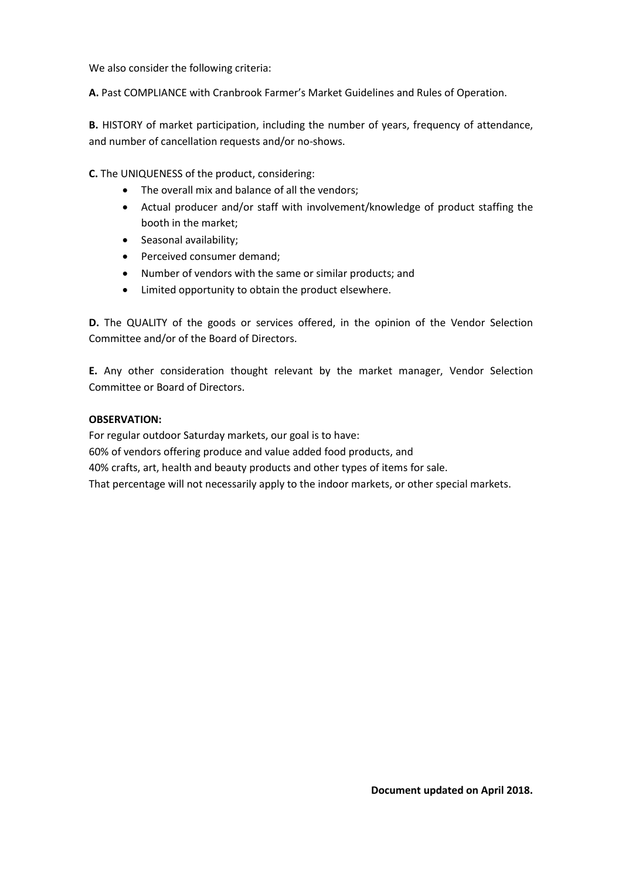We also consider the following criteria:

**A.** Past COMPLIANCE with Cranbrook Farmer's Market Guidelines and Rules of Operation.

**B.** HISTORY of market participation, including the number of years, frequency of attendance, and number of cancellation requests and/or no-shows.

**C.** The UNIQUENESS of the product, considering:

- The overall mix and balance of all the vendors;
- Actual producer and/or staff with involvement/knowledge of product staffing the booth in the market;
- Seasonal availability;
- Perceived consumer demand;
- Number of vendors with the same or similar products; and
- Limited opportunity to obtain the product elsewhere.

**D.** The QUALITY of the goods or services offered, in the opinion of the Vendor Selection Committee and/or of the Board of Directors.

**E.** Any other consideration thought relevant by the market manager, Vendor Selection Committee or Board of Directors.

**OBSERVATION:**

For regular outdoor Saturday markets, our goal is to have:
60% of vendors offering produce and value added food products, and
40% crafts, art, health and beauty products and other types of items for sale.
That percentage will not necessarily apply to the indoor markets, or other special markets.

**Document updated on April 2018.**